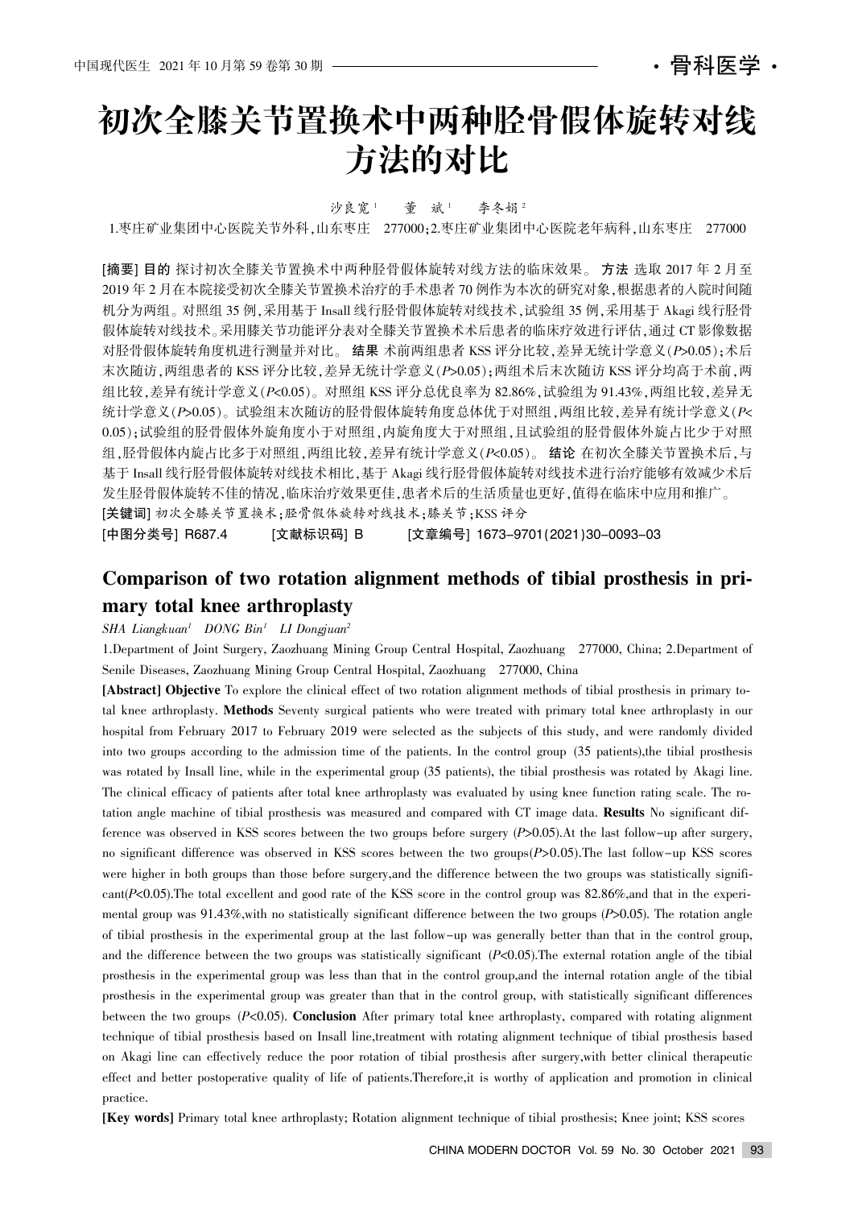# 初次全膝关节置换术中两种胫骨假体旋转对线方法的对比

沙良宽[1]　董斌[1]　李冬娟[2]

1.枣庄矿业集团中心医院关节外科，山东枣庄　277000；2.枣庄矿业集团中心医院老年病科，山东枣庄　277000

**[摘要] 目的** 探讨初次全膝关节置换术中两种胫骨假体旋转对线方法的临床效果。**方法** 选取2017年2月至2019年2月在本院接受初次全膝关节置换术治疗的手术患者70例作为本次的研究对象，根据患者的入院时间随机分为两组。对照组35例，采用基于Insall线行胫骨假体旋转对线技术，试验组35例，采用基于Akagi线行胫骨假体旋转对线技术。采用膝关节功能评分表对全膝关节置换术术后患者的临床疗效进行评估，通过CT影像数据对胫骨假体旋转角度机进行测量并对比。**结果** 术前两组患者KSS评分比较，差异无统计学意义($P$>0.05)；术后末次随访，两组患者的KSS评分比较，差异无统计学意义($P$>0.05)；两组术后末次随访KSS评分均高于术前，两组比较，差异有统计学意义($P$<0.05)。对照组KSS评分总优良率为82.86%，试验组为91.43%，两组比较，差异无统计学意义($P$>0.05)。试验组末次随访的胫骨假体旋转角度总体优于对照组，两组比较，差异有统计学意义($P$<0.05)；试验组的胫骨假体外旋角度小于对照组，内旋角度大于对照组，且试验组的胫骨假体外旋占比少于对照组，胫骨假体内旋占比多于对照组，两组比较，差异有统计学意义($P$<0.05)。**结论** 在初次全膝关节置换术后，与基于Insall线行胫骨假体旋转对线技术相比，基于Akagi线行胫骨假体旋转对线技术进行治疗能够有效减少术后发生胫骨假体旋转不佳的情况，临床治疗效果更佳，患者术后的生活质量也更好，值得在临床中应用和推广。

**[关键词]** 初次全膝关节置换术；胫骨假体旋转对线技术；膝关节；KSS评分

**[中图分类号]** R687.4　　**[文献标识码]** B　　**[文章编号]** 1673-9701(2021)30-0093-03

# Comparison of two rotation alignment methods of tibial prosthesis in primary total knee arthroplasty

*SHA Liangkuan*[1]　*DONG Bin*[1]　*LI Dongjuan*[2]

1.Department of Joint Surgery, Zaozhuang Mining Group Central Hospital, Zaozhuang　277000, China; 2.Department of Senile Diseases, Zaozhuang Mining Group Central Hospital, Zaozhuang　277000, China

**[Abstract] Objective** To explore the clinical effect of two rotation alignment methods of tibial prosthesis in primary total knee arthroplasty. **Methods** Seventy surgical patients who were treated with primary total knee arthroplasty in our hospital from February 2017 to February 2019 were selected as the subjects of this study, and were randomly divided into two groups according to the admission time of the patients. In the control group (35 patients),the tibial prosthesis was rotated by Insall line, while in the experimental group (35 patients), the tibial prosthesis was rotated by Akagi line. The clinical efficacy of patients after total knee arthroplasty was evaluated by using knee function rating scale. The rotation angle machine of tibial prosthesis was measured and compared with CT image data. **Results** No significant difference was observed in KSS scores between the two groups before surgery ($P$>0.05).At the last follow-up after surgery, no significant difference was observed in KSS scores between the two groups($P$>0.05).The last follow-up KSS scores were higher in both groups than those before surgery,and the difference between the two groups was statistically significant($P$<0.05).The total excellent and good rate of the KSS score in the control group was 82.86%,and that in the experimental group was 91.43%,with no statistically significant difference between the two groups ($P$>0.05). The rotation angle of tibial prosthesis in the experimental group at the last follow-up was generally better than that in the control group, and the difference between the two groups was statistically significant ($P$<0.05).The external rotation angle of the tibial prosthesis in the experimental group was less than that in the control group,and the internal rotation angle of the tibial prosthesis in the experimental group was greater than that in the control group, with statistically significant differences between the two groups ($P$<0.05). **Conclusion** After primary total knee arthroplasty, compared with rotating alignment technique of tibial prosthesis based on Insall line,treatment with rotating alignment technique of tibial prosthesis based on Akagi line can effectively reduce the poor rotation of tibial prosthesis after surgery,with better clinical therapeutic effect and better postoperative quality of life of patients.Therefore,it is worthy of application and promotion in clinical practice.

**[Key words]** Primary total knee arthroplasty; Rotation alignment technique of tibial prosthesis; Knee joint; KSS scores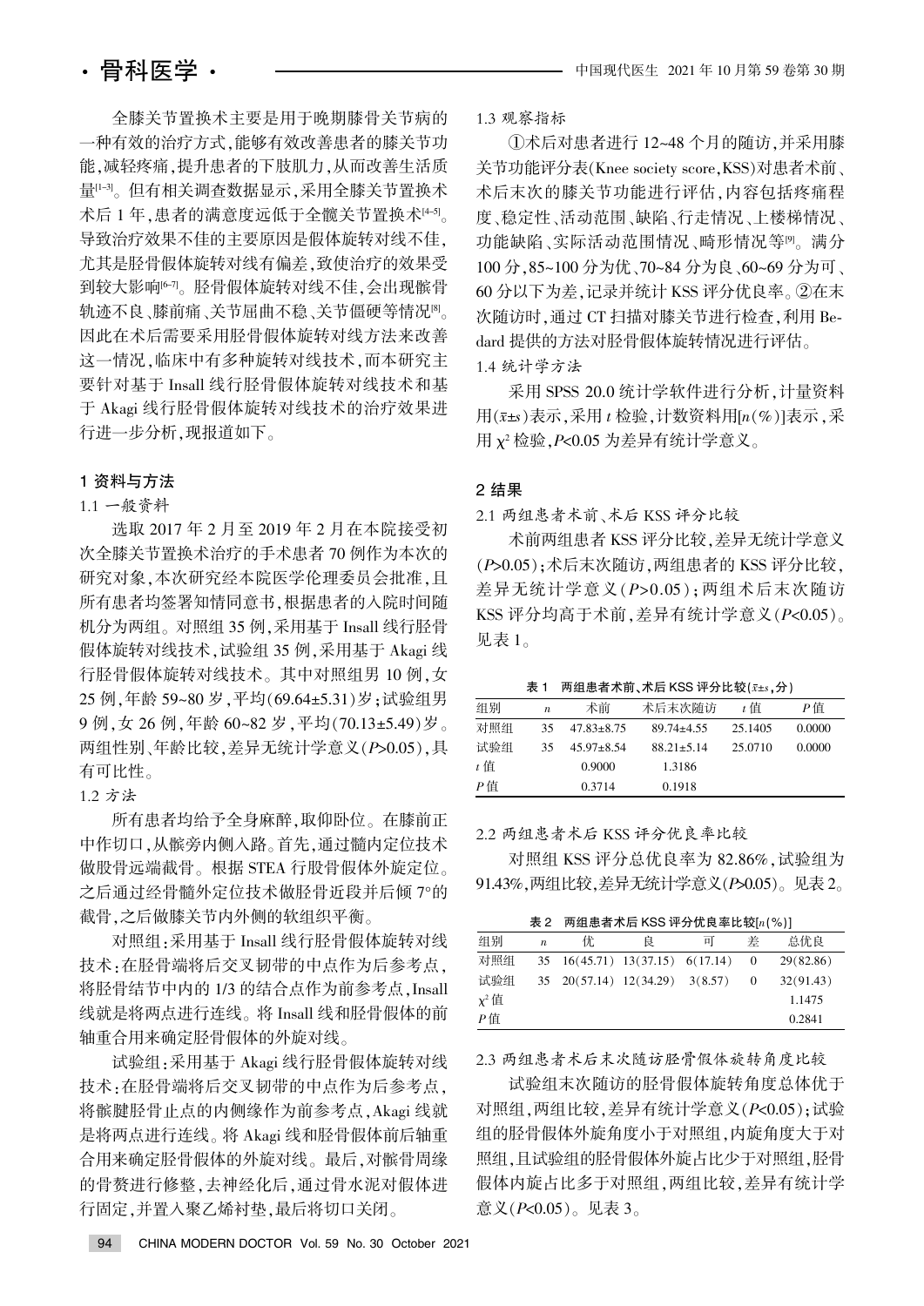全膝关节置换术主要是用于晚期膝骨关节病的一种有效的治疗方式，能够有效改善患者的膝关节功能，减轻疼痛，提升患者的下肢肌力，从而改善生活质量[1-3]。但有相关调查数据显示，采用全膝关节置换术术后 1 年，患者的满意度远低于全髋关节置换术[4-5]。导致治疗效果不佳的主要原因是假体旋转对线不佳，尤其是胫骨假体旋转对线有偏差，致使治疗的效果受到较大影响[6-7]。胫骨假体旋转对线不佳，会出现髌骨轨迹不良、膝前痛、关节屈曲不稳、关节僵硬等情况[8]。因此在术后需要采用胫骨假体旋转对线方法来改善这一情况，临床中有多种旋转对线技术，而本研究主要针对基于 Insall 线行胫骨假体旋转对线技术和基于 Akagi 线行胫骨假体旋转对线技术的治疗效果进行进一步分析，现报道如下。

## 1 资料与方法

### 1.1 一般资料

选取 2017 年 2 月至 2019 年 2 月在本院接受初次全膝关节置换术治疗的手术患者 70 例作为本次的研究对象，本次研究经本院医学伦理委员会批准，且所有患者均签署知情同意书，根据患者的入院时间随机分为两组。对照组 35 例，采用基于 Insall 线行胫骨假体旋转对线技术，试验组 35 例，采用基于 Akagi 线行胫骨假体旋转对线技术。其中对照组男 10 例，女 25 例，年龄 59~80 岁，平均(69.64±5.31)岁；试验组男 9 例，女 26 例，年龄 60~82 岁，平均(70.13±5.49)岁。两组性别、年龄比较，差异无统计学意义($P$>0.05)，具有可比性。

### 1.2 方法

所有患者均给予全身麻醉，取仰卧位。在膝前正中作切口，从髌旁内侧入路。首先，通过髓内定位技术做股骨远端截骨。根据 STEA 行股骨假体外旋定位。之后通过经骨髓外定位技术做胫骨近段并后倾 7°的截骨，之后做膝关节内外侧的软组织平衡。

对照组：采用基于 Insall 线行胫骨假体旋转对线技术：在胫骨端将后交叉韧带的中点作为后参考点，将胫骨结节中内的 1/3 的结合点作为前参考点，Insall 线就是将两点进行连线。将 Insall 线和胫骨假体的前轴重合用来确定胫骨假体的外旋对线。

试验组：采用基于 Akagi 线行胫骨假体旋转对线技术：在胫骨端将后交叉韧带的中点作为后参考点，将髌腱胫骨止点的内侧缘作为前参考点，Akagi 线就是将两点进行连线。将 Akagi 线和胫骨假体前后轴重合用来确定胫骨假体的外旋对线。最后，对髌骨周缘的骨赘进行修整，去神经化后，通过骨水泥对假体进行固定，并置入聚乙烯衬垫，最后将切口关闭。

### 1.3 观察指标

①术后对患者进行 12~48 个月的随访，并采用膝关节功能评分表(Knee society score, KSS)对患者术前、术后末次的膝关节功能进行评估，内容包括疼痛程度、稳定性、活动范围、缺陷、行走情况、上楼梯情况、功能缺陷、实际活动范围情况、畸形情况等[9]。满分 100 分，85~100 分为优、70~84 分为良、60~69 分为可、60 分以下为差，记录并统计 KSS 评分优良率。②在末次随访时，通过 CT 扫描对膝关节进行检查，利用 Bedard 提供的方法对胫骨假体旋转情况进行评估。

### 1.4 统计学方法

采用 SPSS 20.0 统计学软件进行分析，计量资料用($\bar{x}\pm s$)表示，采用 $t$ 检验，计数资料用[$n$(%)]表示，采用 $\chi^2$ 检验，$P$<0.05 为差异有统计学意义。

## 2 结果

### 2.1 两组患者术前、术后 KSS 评分比较

术前两组患者 KSS 评分比较，差异无统计学意义($P$>0.05)；术后末次随访，两组患者的 KSS 评分比较，差异无统计学意义($P$>0.05)；两组术后末次随访 KSS 评分均高于术前，差异有统计学意义($P$<0.05)。见表 1。

表 1 两组患者术前、术后 KSS 评分比较($\bar{x}\pm s$，分)

| 组别 | $n$ | 术前 | 术后末次随访 | $t$ 值 | $P$ 值 |
|---|---|---|---|---|---|
| 对照组 | 35 | 47.83±8.75 | 89.74±4.55 | 25.1405 | 0.0000 |
| 试验组 | 35 | 45.97±8.54 | 88.21±5.14 | 25.0710 | 0.0000 |
| $t$ 值 | | 0.9000 | 1.3186 | | |
| $P$ 值 | | 0.3714 | 0.1918 | | |

### 2.2 两组患者术后 KSS 评分优良率比较

对照组 KSS 评分总优良率为 82.86%，试验组为 91.43%，两组比较，差异无统计学意义($P$>0.05)。见表 2。

表 2 两组患者术后 KSS 评分优良率比较[$n$(%)]

| 组别 | $n$ | 优 | 良 | 可 | 差 | 总优良 |
|---|---|---|---|---|---|---|
| 对照组 | 35 | 16(45.71) | 13(37.15) | 6(17.14) | 0 | 29(82.86) |
| 试验组 | 35 | 20(57.14) | 12(34.29) | 3(8.57) | 0 | 32(91.43) |
| $\chi^2$ 值 | | | | | | 1.1475 |
| $P$ 值 | | | | | | 0.2841 |

### 2.3 两组患者术后末次随访胫骨假体旋转角度比较

试验组末次随访的胫骨假体旋转角度总体优于对照组，两组比较，差异有统计学意义($P$<0.05)；试验组的胫骨假体外旋角度小于对照组，内旋角度大于对照组，且试验组的胫骨假体外旋占比少于对照组，胫骨假体内旋占比多于对照组，两组比较，差异有统计学意义($P$<0.05)。见表 3。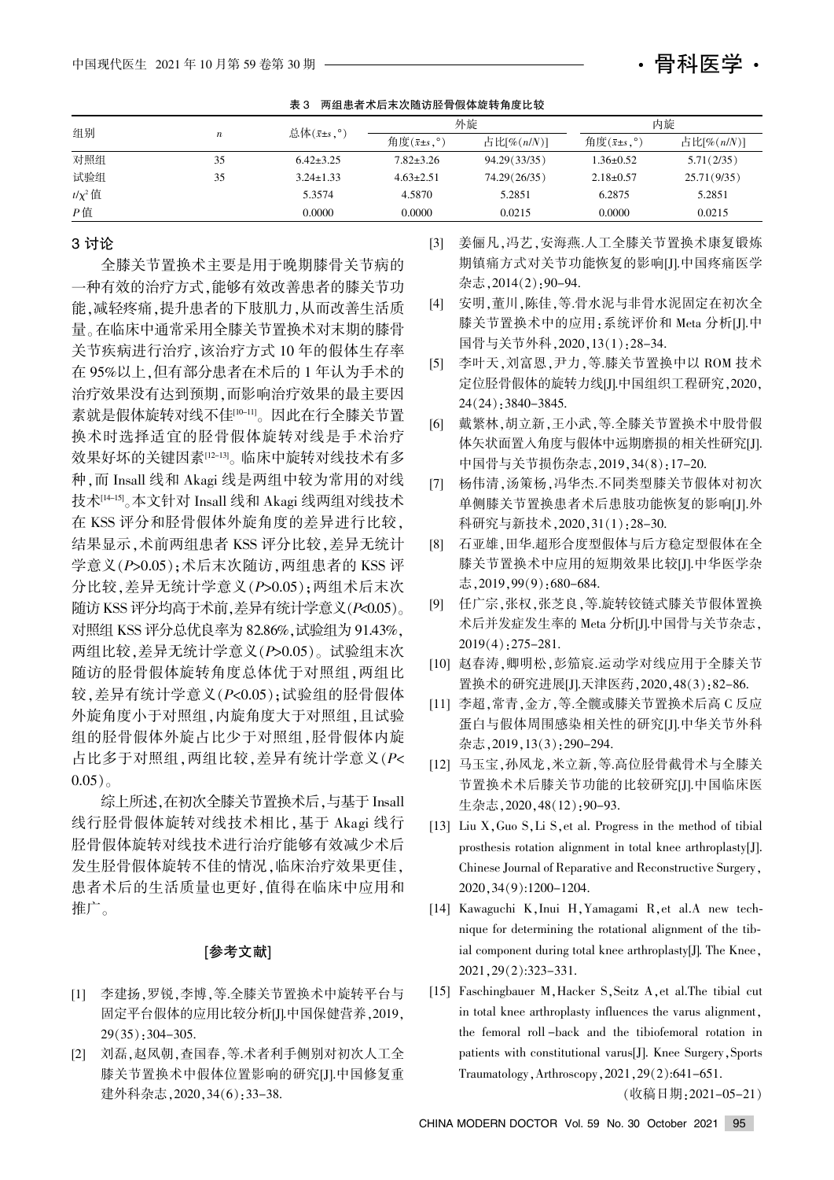表3 两组患者术后末次随访胫骨假体旋转角度比较

| 组别 | $n$ | 总体($\bar{x}\pm s$,°) | 外旋 | | 内旋 | |
|---|---|---|---|---|---|---|
| | | | 角度($\bar{x}\pm s$,°) | 占比[%($n/N$)] | 角度($\bar{x}\pm s$,°) | 占比[%($n/N$)] |
| 对照组 | 35 | 6.42±3.25 | 7.82±3.26 | 94.29(33/35) | 1.36±0.52 | 5.71(2/35) |
| 试验组 | 35 | 3.24±1.33 | 4.63±2.51 | 74.29(26/35) | 2.18±0.57 | 25.71(9/35) |
| $t/\chi^2$ 值 | | 5.3574 | 4.5870 | 5.2851 | 6.2875 | 5.2851 |
| $P$ 值 | | 0.0000 | 0.0000 | 0.0215 | 0.0000 | 0.0215 |

## 3 讨论

全膝关节置换术主要是用于晚期膝骨关节病的一种有效的治疗方式，能够有效改善患者的膝关节功能，减轻疼痛，提升患者的下肢肌力，从而改善生活质量。在临床中通常采用全膝关节置换术对末期的膝骨关节疾病进行治疗，该治疗方式10年的假体生存率在95%以上，但有部分患者在术后的1年认为手术的治疗效果没有达到预期，而影响治疗效果的最主要因素就是假体旋转对线不佳[10-11]。因此在行全膝关节置换术时选择适宜的胫骨假体旋转对线是手术治疗效果好坏的关键因素[12-13]。临床中旋转对线技术有多种，而Insall线和Akagi线是两组中较为常用的对线技术[14-15]。本文针对Insall线和Akagi线两组对线技术在KSS评分和胫骨假体外旋角度的差异进行比较，结果显示，术前两组患者KSS评分比较，差异无统计学意义($P>0.05$)；术后末次随访，两组患者的KSS评分比较，差异无统计学意义($P>0.05$)；两组术后末次随访KSS评分均高于术前，差异有统计学意义($P<0.05$)。对照组KSS评分总优良率为82.86%，试验组为91.43%，两组比较，差异无统计学意义($P>0.05$)。试验组末次随访的胫骨假体旋转角度总体优于对照组，两组比较，差异有统计学意义($P<0.05$)；试验组的胫骨假体外旋角度小于对照组，内旋角度大于对照组，且试验组的胫骨假体外旋占比少于对照组，胫骨假体内旋占比多于对照组，两组比较，差异有统计学意义($P<0.05$)。

综上所述，在初次全膝关节置换术后，与基于Insall线行胫骨假体旋转对线技术相比，基于Akagi线行胫骨假体旋转对线技术进行治疗能够有效减少术后发生胫骨假体旋转不佳的情况，临床治疗效果更佳，患者术后的生活质量也更好，值得在临床中应用和推广。

## [参考文献]

[1] 李建扬，罗锐，李博，等.全膝关节置换术中旋转平台与固定平台假体的应用比较分析[J].中国保健营养，2019，29(35)：304–305.

[2] 刘磊，赵凤朝，查国春，等.术者利手侧别对初次人工全膝关节置换术中假体位置影响的研究[J].中国修复重建外科杂志，2020，34(6)：33–38.

[3] 姜俪凡，冯艺，安海燕.人工全膝关节置换术康复锻炼期镇痛方式对关节功能恢复的影响[J].中国疼痛医学杂志，2014(2)：90–94.

[4] 安明，董川，陈佳，等.骨水泥与非骨水泥固定在初次全膝关节置换术中的应用：系统评价和Meta分析[J].中国骨与关节外科，2020，13(1)：28–34.

[5] 李叶天，刘富恩，尹力，等.膝关节置换中以ROM技术定位胫骨假体的旋转力线[J].中国组织工程研究，2020，24(24)：3840–3845.

[6] 戴繁林，胡立新，王小武，等.全膝关节置换术中股骨假体矢状面置入角度与假体中远期磨损的相关性研究[J].中国骨与关节损伤杂志，2019，34(8)：17–20.

[7] 杨伟清，汤策杨，冯华杰.不同类型膝关节假体对初次单侧膝关节置换患者术后患肢功能恢复的影响[J].外科研究与新技术，2020，31(1)：28–30.

[8] 石亚雄，田华.超形合度型假体与后方稳定型假体在全膝关节置换术中应用的短期效果比较[J].中华医学杂志，2019，99(9)：680–684.

[9] 任广宗，张权，张芝良，等.旋转铰链式膝关节假体置换术后并发症发生率的Meta分析[J].中国骨与关节杂志，2019(4)：275–281.

[10] 赵春涛，卿明松，彭筱宸.运动学对线应用于全膝关节置换术的研究进展[J].天津医药，2020，48(3)：82–86.

[11] 李超，常青，金方，等.全髋或膝关节置换术后高C反应蛋白与假体周围感染相关性的研究[J].中华关节外科杂志，2019，13(3)：290–294.

[12] 马玉宝，孙凤龙，米立新，等.高位胫骨截骨术与全膝关节置换术术后膝关节功能的比较研究[J].中国临床医生杂志，2020，48(12)：90–93.

[13] Liu X，Guo S，Li S，et al. Progress in the method of tibial prosthesis rotation alignment in total knee arthroplasty[J]. Chinese Journal of Reparative and Reconstructive Surgery，2020，34(9)：1200–1204.

[14] Kawaguchi K，Inui H，Yamagami R，et al.A new technique for determining the rotational alignment of the tibial component during total knee arthroplasty[J]. The Knee，2021，29(2)：323–331.

[15] Faschingbauer M，Hacker S，Seitz A，et al.The tibial cut in total knee arthroplasty influences the varus alignment，the femoral roll–back and the tibiofemoral rotation in patients with constitutional varus[J]. Knee Surgery，Sports Traumatology，Arthroscopy，2021，29(2)：641–651.

（收稿日期：2021–05–21）